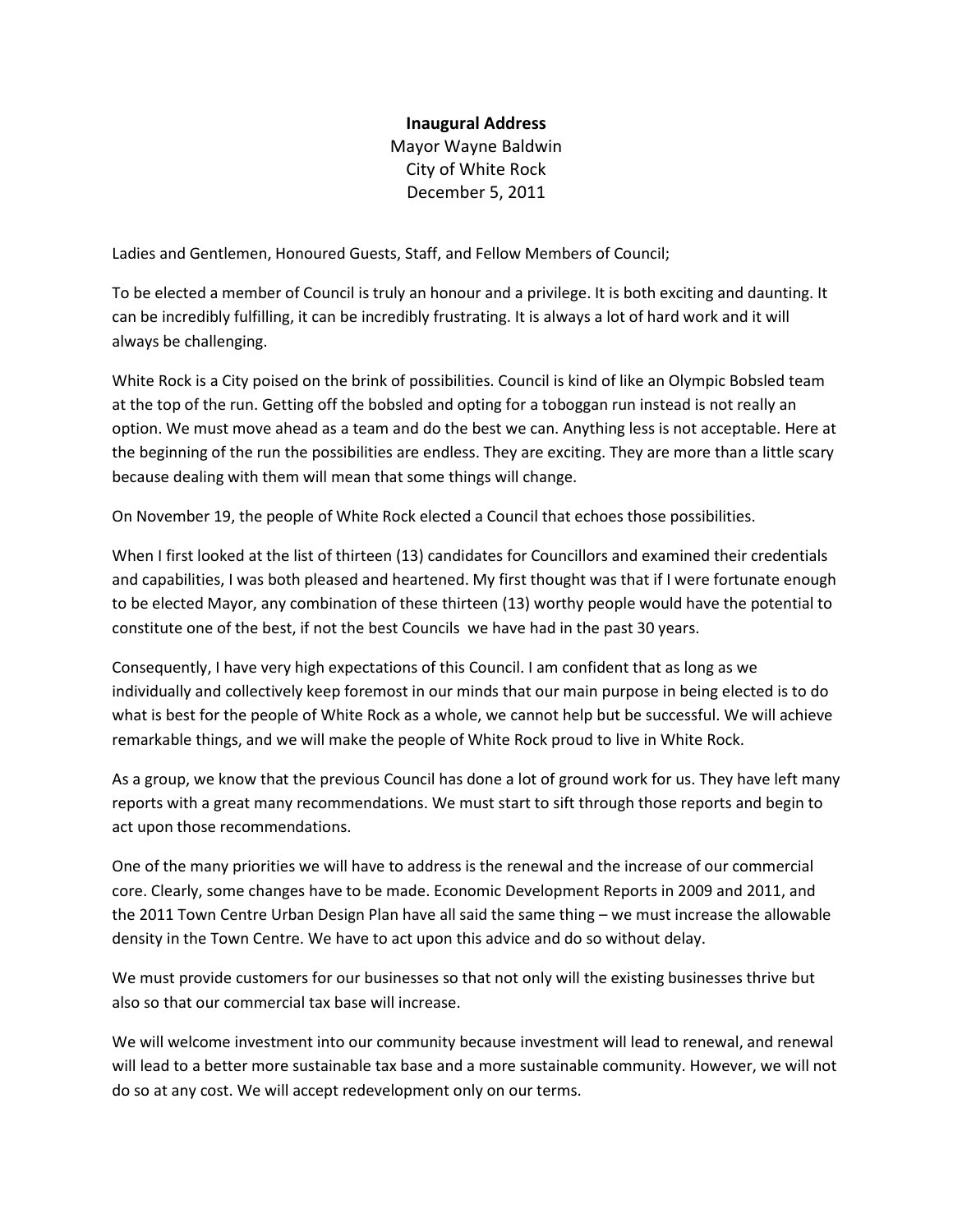**Inaugural Address**

Mayor Wayne Baldwin
City of White Rock
December 5, 2011

Ladies and Gentlemen, Honoured Guests, Staff, and Fellow Members of Council;

To be elected a member of Council is truly an honour and a privilege. It is both exciting and daunting. It can be incredibly fulfilling, it can be incredibly frustrating. It is always a lot of hard work and it will always be challenging.

White Rock is a City poised on the brink of possibilities. Council is kind of like an Olympic Bobsled team at the top of the run. Getting off the bobsled and opting for a toboggan run instead is not really an option. We must move ahead as a team and do the best we can. Anything less is not acceptable. Here at the beginning of the run the possibilities are endless. They are exciting. They are more than a little scary because dealing with them will mean that some things will change.

On November 19, the people of White Rock elected a Council that echoes those possibilities.

When I first looked at the list of thirteen (13) candidates for Councillors and examined their credentials and capabilities, I was both pleased and heartened. My first thought was that if I were fortunate enough to be elected Mayor, any combination of these thirteen (13) worthy people would have the potential to constitute one of the best, if not the best Councils we have had in the past 30 years.

Consequently, I have very high expectations of this Council. I am confident that as long as we individually and collectively keep foremost in our minds that our main purpose in being elected is to do what is best for the people of White Rock as a whole, we cannot help but be successful. We will achieve remarkable things, and we will make the people of White Rock proud to live in White Rock.

As a group, we know that the previous Council has done a lot of ground work for us. They have left many reports with a great many recommendations. We must start to sift through those reports and begin to act upon those recommendations.

One of the many priorities we will have to address is the renewal and the increase of our commercial core. Clearly, some changes have to be made. Economic Development Reports in 2009 and 2011, and the 2011 Town Centre Urban Design Plan have all said the same thing – we must increase the allowable density in the Town Centre. We have to act upon this advice and do so without delay.

We must provide customers for our businesses so that not only will the existing businesses thrive but also so that our commercial tax base will increase.

We will welcome investment into our community because investment will lead to renewal, and renewal will lead to a better more sustainable tax base and a more sustainable community. However, we will not do so at any cost. We will accept redevelopment only on our terms.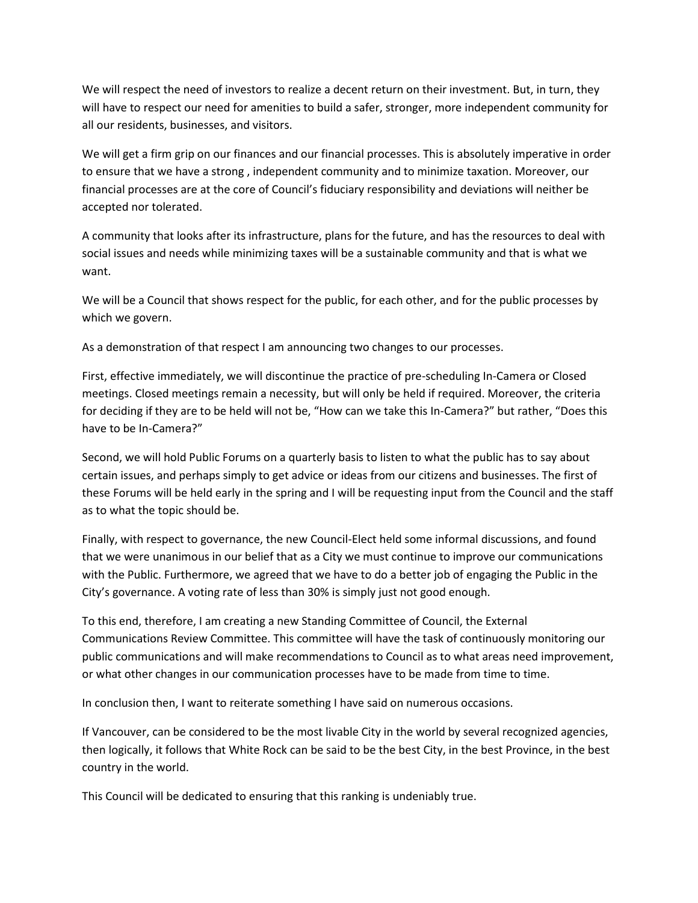We will respect the need of investors to realize a decent return on their investment. But, in turn, they will have to respect our need for amenities to build a safer, stronger, more independent community for all our residents, businesses, and visitors.

We will get a firm grip on our finances and our financial processes. This is absolutely imperative in order to ensure that we have a strong , independent community and to minimize taxation. Moreover, our financial processes are at the core of Council's fiduciary responsibility and deviations will neither be accepted nor tolerated.

A community that looks after its infrastructure, plans for the future, and has the resources to deal with social issues and needs while minimizing taxes will be a sustainable community and that is what we want.

We will be a Council that shows respect for the public, for each other, and for the public processes by which we govern.

As a demonstration of that respect I am announcing two changes to our processes.

First, effective immediately, we will discontinue the practice of pre-scheduling In-Camera or Closed meetings. Closed meetings remain a necessity, but will only be held if required. Moreover, the criteria for deciding if they are to be held will not be, "How can we take this In-Camera?" but rather, "Does this have to be In-Camera?"

Second, we will hold Public Forums on a quarterly basis to listen to what the public has to say about certain issues, and perhaps simply to get advice or ideas from our citizens and businesses. The first of these Forums will be held early in the spring and I will be requesting input from the Council and the staff as to what the topic should be.

Finally, with respect to governance, the new Council-Elect held some informal discussions, and found that we were unanimous in our belief that as a City we must continue to improve our communications with the Public. Furthermore, we agreed that we have to do a better job of engaging the Public in the City's governance. A voting rate of less than 30% is simply just not good enough.

To this end, therefore, I am creating a new Standing Committee of Council, the External Communications Review Committee. This committee will have the task of continuously monitoring our public communications and will make recommendations to Council as to what areas need improvement, or what other changes in our communication processes have to be made from time to time.

In conclusion then, I want to reiterate something I have said on numerous occasions.

If Vancouver, can be considered to be the most livable City in the world by several recognized agencies, then logically, it follows that White Rock can be said to be the best City, in the best Province, in the best country in the world.

This Council will be dedicated to ensuring that this ranking is undeniably true.